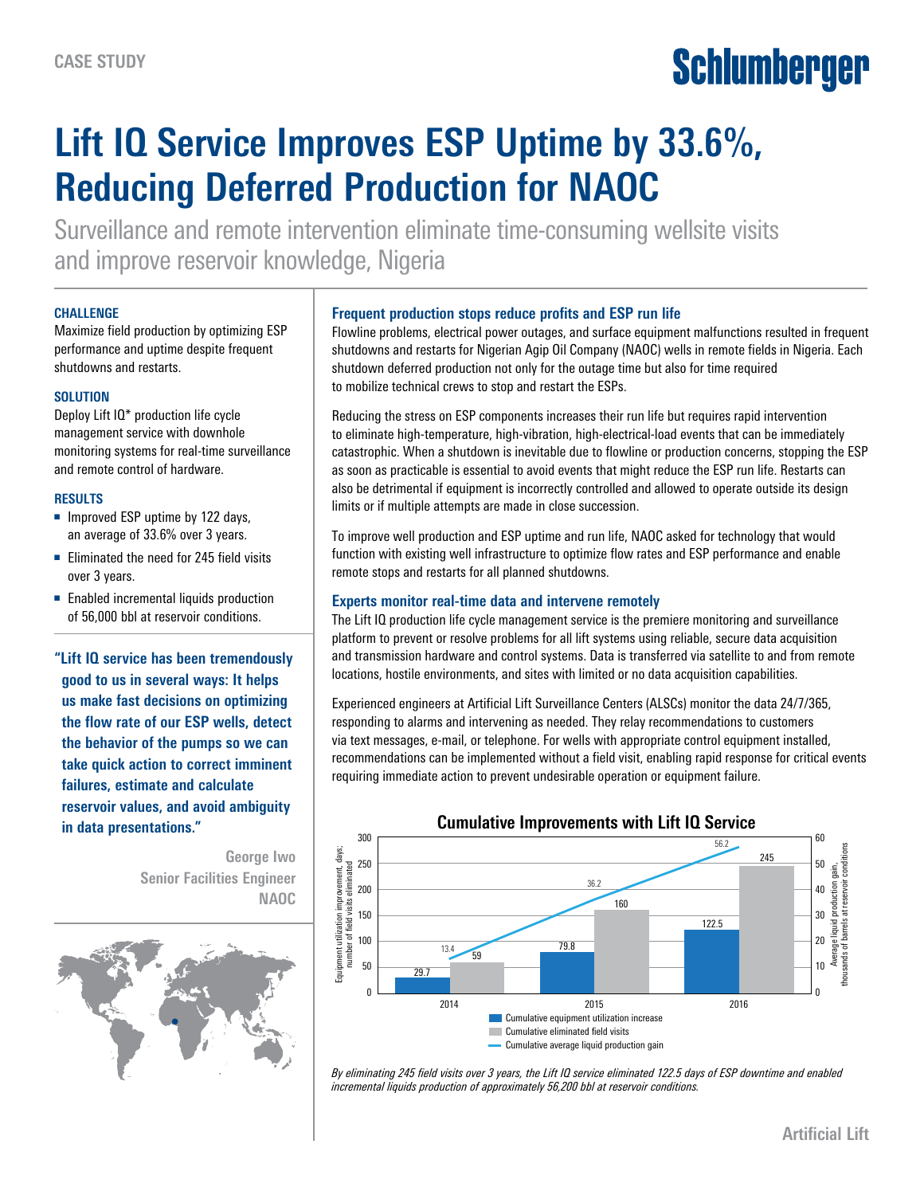CASE STUDY

# Lift IQ Service Improves ESP Uptime by 33.6%, Reducing Deferred Production for NAOC

Surveillance and remote intervention eliminate time-consuming wellsite visits and improve reservoir knowledge, Nigeria

### CHALLENGE

Maximize field production by optimizing ESP performance and uptime despite frequent shutdowns and restarts.

### SOLUTION

Deploy Lift IQ* production life cycle management service with downhole monitoring systems for real-time surveillance and remote control of hardware.

### RESULTS

- Improved ESP uptime by 122 days, an average of 33.6% over 3 years.
- Eliminated the need for 245 field visits over 3 years.
- Enabled incremental liquids production of 56,000 bbl at reservoir conditions.

**"Lift IQ service has been tremendously good to us in several ways: It helps us make fast decisions on optimizing the flow rate of our ESP wells, detect the behavior of the pumps so we can take quick action to correct imminent failures, estimate and calculate reservoir values, and avoid ambiguity in data presentations."**

**George Iwo**
**Senior Facilities Engineer**
**NAOC**

## Frequent production stops reduce profits and ESP run life

Flowline problems, electrical power outages, and surface equipment malfunctions resulted in frequent shutdowns and restarts for Nigerian Agip Oil Company (NAOC) wells in remote fields in Nigeria. Each shutdown deferred production not only for the outage time but also for time required to mobilize technical crews to stop and restart the ESPs.

Reducing the stress on ESP components increases their run life but requires rapid intervention to eliminate high-temperature, high-vibration, high-electrical-load events that can be immediately catastrophic. When a shutdown is inevitable due to flowline or production concerns, stopping the ESP as soon as practicable is essential to avoid events that might reduce the ESP run life. Restarts can also be detrimental if equipment is incorrectly controlled and allowed to operate outside its design limits or if multiple attempts are made in close succession.

To improve well production and ESP uptime and run life, NAOC asked for technology that would function with existing well infrastructure to optimize flow rates and ESP performance and enable remote stops and restarts for all planned shutdowns.

## Experts monitor real-time data and intervene remotely

The Lift IQ production life cycle management service is the premiere monitoring and surveillance platform to prevent or resolve problems for all lift systems using reliable, secure data acquisition and transmission hardware and control systems. Data is transferred via satellite to and from remote locations, hostile environments, and sites with limited or no data acquisition capabilities.

Experienced engineers at Artificial Lift Surveillance Centers (ALSCs) monitor the data 24/7/365, responding to alarms and intervening as needed. They relay recommendations to customers via text messages, e-mail, or telephone. For wells with appropriate control equipment installed, recommendations can be implemented without a field visit, enabling rapid response for critical events requiring immediate action to prevent undesirable operation or equipment failure.

### Cumulative Improvements with Lift IQ Service

| Year | Cumulative equipment utilization increase (days) | Cumulative eliminated field visits | Cumulative average liquid production gain (thousands of barrels at reservoir conditions) |
|---|---|---|---|
| 2014 | 29.7 | 59 | 13.4 |
| 2015 | 79.8 | 160 | 36.2 |
| 2016 | 122.5 | 245 | 56.2 |

*By eliminating 245 field visits over 3 years, the Lift IQ service eliminated 122.5 days of ESP downtime and enabled incremental liquids production of approximately 56,200 bbl at reservoir conditions.*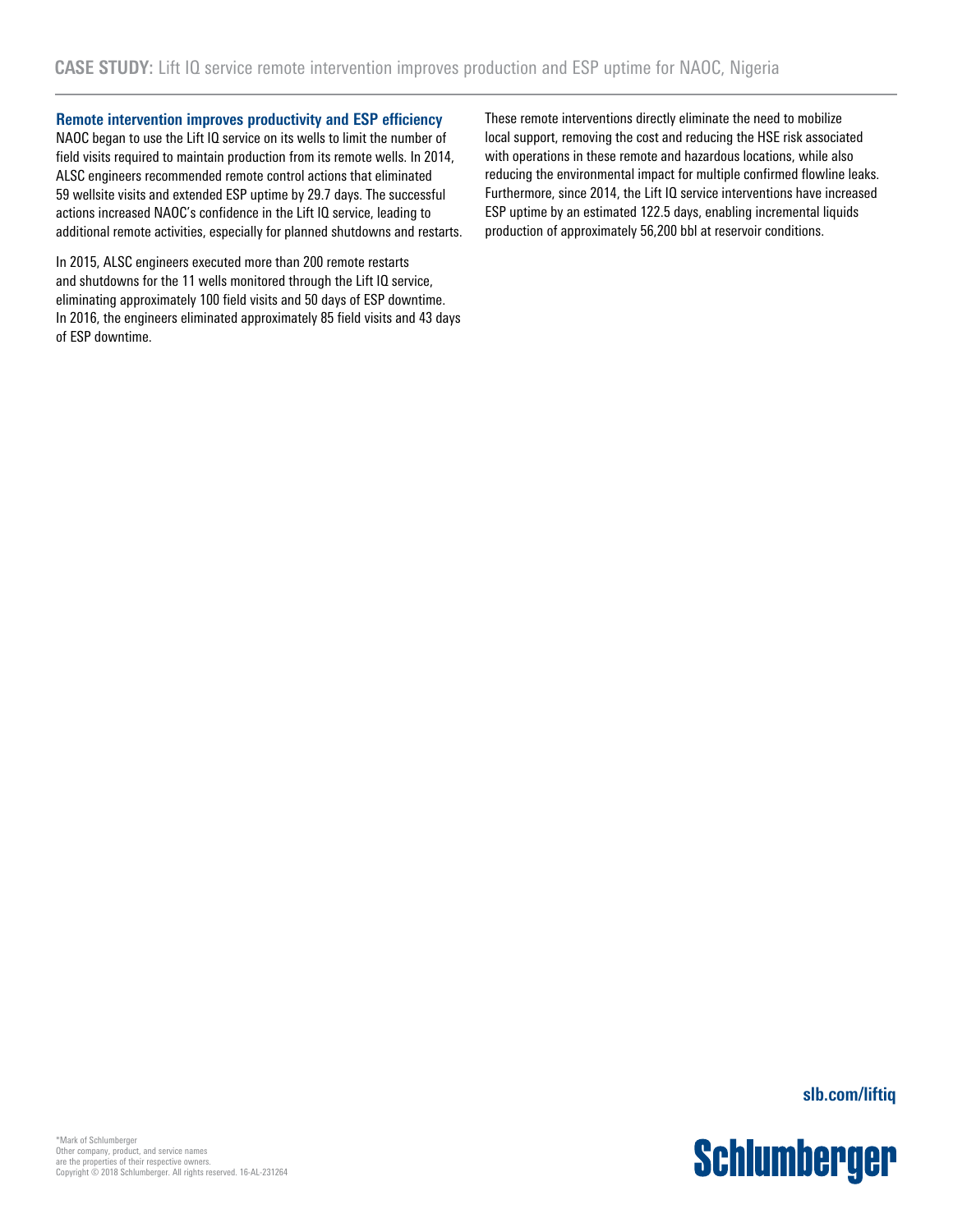## Remote intervention improves productivity and ESP efficiency

NAOC began to use the Lift IQ service on its wells to limit the number of field visits required to maintain production from its remote wells. In 2014, ALSC engineers recommended remote control actions that eliminated 59 wellsite visits and extended ESP uptime by 29.7 days. The successful actions increased NAOC's confidence in the Lift IQ service, leading to additional remote activities, especially for planned shutdowns and restarts.

In 2015, ALSC engineers executed more than 200 remote restarts and shutdowns for the 11 wells monitored through the Lift IQ service, eliminating approximately 100 field visits and 50 days of ESP downtime. In 2016, the engineers eliminated approximately 85 field visits and 43 days of ESP downtime.

These remote interventions directly eliminate the need to mobilize local support, removing the cost and reducing the HSE risk associated with operations in these remote and hazardous locations, while also reducing the environmental impact for multiple confirmed flowline leaks. Furthermore, since 2014, the Lift IQ service interventions have increased ESP uptime by an estimated 122.5 days, enabling incremental liquids production of approximately 56,200 bbl at reservoir conditions.

slb.com/liftiq

*Mark of Schlumberger
Other company, product, and service names are the properties of their respective owners.
Copyright © 2018 Schlumberger. All rights reserved. 16-AL-231264

Schlumberger